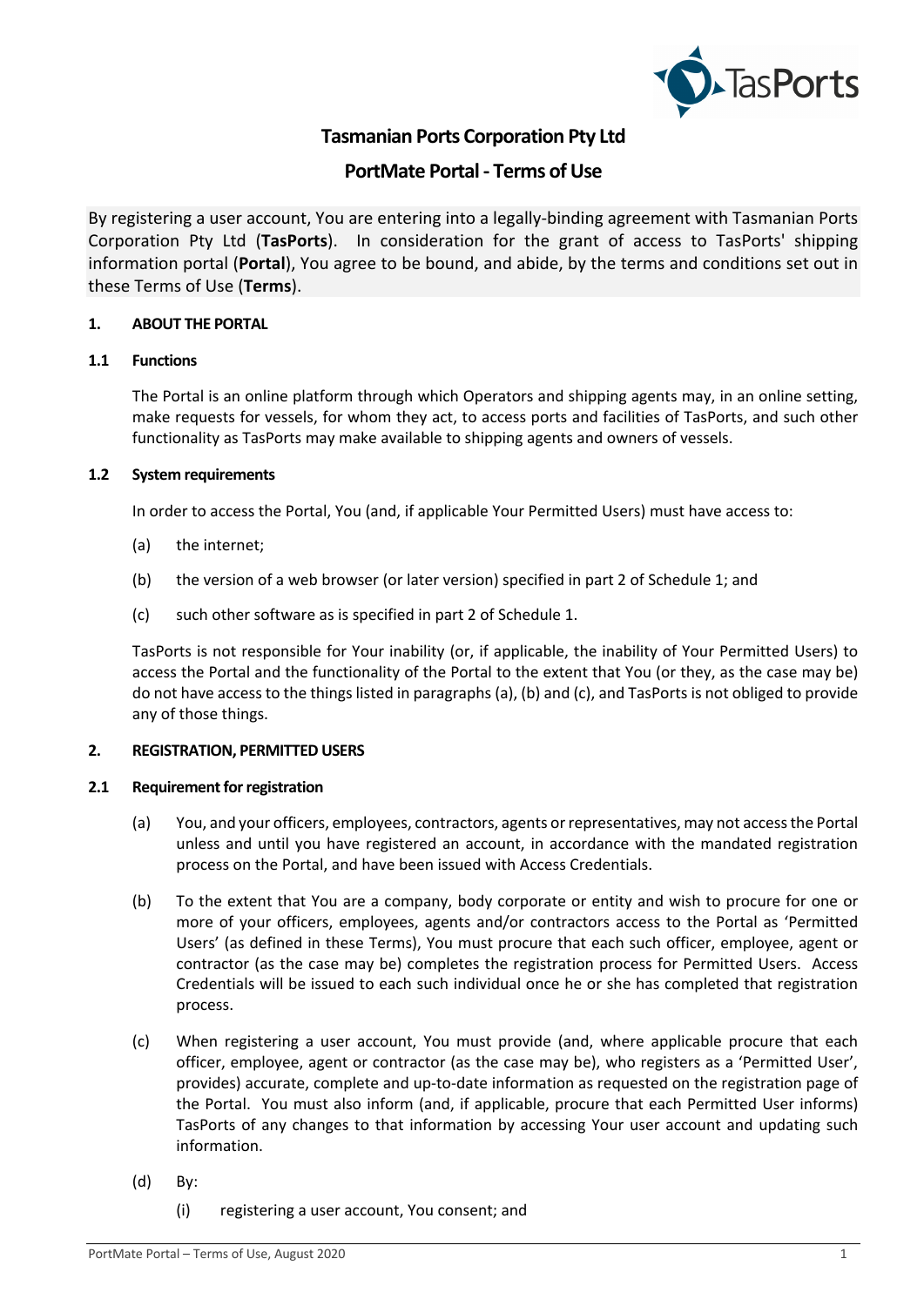# Tasmanian Ports Corporation Pty Ltd

## PortMate Portal - Terms of Use

By registering a user account, You are entering into a legally-binding agreement with Tasmanian Ports Corporation Pty Ltd (**TasPorts**). In consideration for the grant of access to TasPorts' shipping information portal (**Portal**), You agree to be bound, and abide, by the terms and conditions set out in these Terms of Use (**Terms**).

### 1. ABOUT THE PORTAL

#### 1.1 Functions

The Portal is an online platform through which Operators and shipping agents may, in an online setting, make requests for vessels, for whom they act, to access ports and facilities of TasPorts, and such other functionality as TasPorts may make available to shipping agents and owners of vessels.

#### 1.2 System requirements

In order to access the Portal, You (and, if applicable Your Permitted Users) must have access to:

(a) the internet;

(b) the version of a web browser (or later version) specified in part 2 of Schedule 1; and

(c) such other software as is specified in part 2 of Schedule 1.

TasPorts is not responsible for Your inability (or, if applicable, the inability of Your Permitted Users) to access the Portal and the functionality of the Portal to the extent that You (or they, as the case may be) do not have access to the things listed in paragraphs (a), (b) and (c), and TasPorts is not obliged to provide any of those things.

### 2. REGISTRATION, PERMITTED USERS

#### 2.1 Requirement for registration

(a) You, and your officers, employees, contractors, agents or representatives, may not access the Portal unless and until you have registered an account, in accordance with the mandated registration process on the Portal, and have been issued with Access Credentials.

(b) To the extent that You are a company, body corporate or entity and wish to procure for one or more of your officers, employees, agents and/or contractors access to the Portal as 'Permitted Users' (as defined in these Terms), You must procure that each such officer, employee, agent or contractor (as the case may be) completes the registration process for Permitted Users. Access Credentials will be issued to each such individual once he or she has completed that registration process.

(c) When registering a user account, You must provide (and, where applicable procure that each officer, employee, agent or contractor (as the case may be), who registers as a 'Permitted User', provides) accurate, complete and up-to-date information as requested on the registration page of the Portal. You must also inform (and, if applicable, procure that each Permitted User informs) TasPorts of any changes to that information by accessing Your user account and updating such information.

(d) By:

(i) registering a user account, You consent; and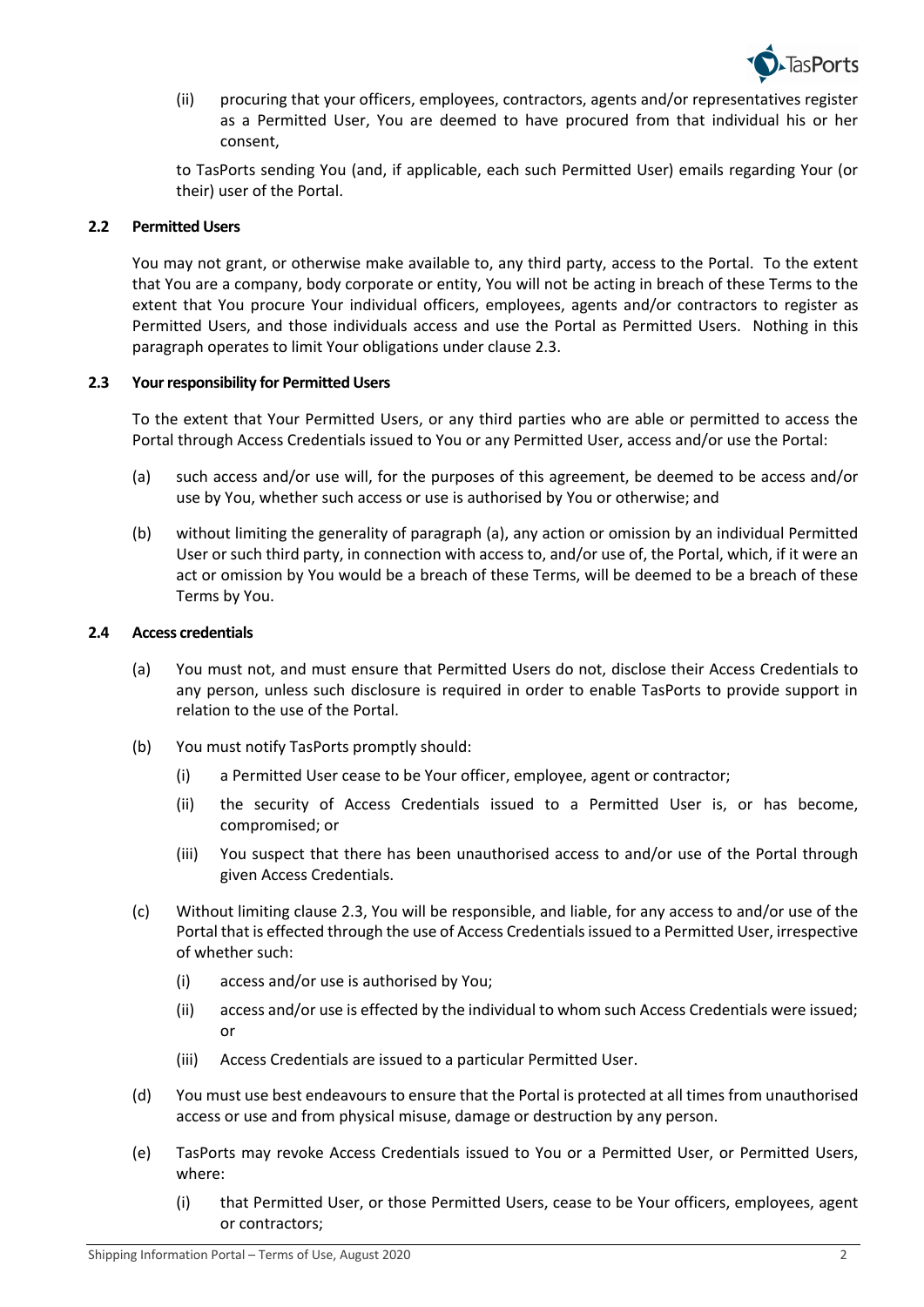(ii) procuring that your officers, employees, contractors, agents and/or representatives register as a Permitted User, You are deemed to have procured from that individual his or her consent,

to TasPorts sending You (and, if applicable, each such Permitted User) emails regarding Your (or their) user of the Portal.

### 2.2 Permitted Users

You may not grant, or otherwise make available to, any third party, access to the Portal. To the extent that You are a company, body corporate or entity, You will not be acting in breach of these Terms to the extent that You procure Your individual officers, employees, agents and/or contractors to register as Permitted Users, and those individuals access and use the Portal as Permitted Users. Nothing in this paragraph operates to limit Your obligations under clause 2.3.

### 2.3 Your responsibility for Permitted Users

To the extent that Your Permitted Users, or any third parties who are able or permitted to access the Portal through Access Credentials issued to You or any Permitted User, access and/or use the Portal:

(a) such access and/or use will, for the purposes of this agreement, be deemed to be access and/or use by You, whether such access or use is authorised by You or otherwise; and

(b) without limiting the generality of paragraph (a), any action or omission by an individual Permitted User or such third party, in connection with access to, and/or use of, the Portal, which, if it were an act or omission by You would be a breach of these Terms, will be deemed to be a breach of these Terms by You.

### 2.4 Access credentials

(a) You must not, and must ensure that Permitted Users do not, disclose their Access Credentials to any person, unless such disclosure is required in order to enable TasPorts to provide support in relation to the use of the Portal.

(b) You must notify TasPorts promptly should:

(i) a Permitted User cease to be Your officer, employee, agent or contractor;

(ii) the security of Access Credentials issued to a Permitted User is, or has become, compromised; or

(iii) You suspect that there has been unauthorised access to and/or use of the Portal through given Access Credentials.

(c) Without limiting clause 2.3, You will be responsible, and liable, for any access to and/or use of the Portal that is effected through the use of Access Credentials issued to a Permitted User, irrespective of whether such:

(i) access and/or use is authorised by You;

(ii) access and/or use is effected by the individual to whom such Access Credentials were issued; or

(iii) Access Credentials are issued to a particular Permitted User.

(d) You must use best endeavours to ensure that the Portal is protected at all times from unauthorised access or use and from physical misuse, damage or destruction by any person.

(e) TasPorts may revoke Access Credentials issued to You or a Permitted User, or Permitted Users, where:

(i) that Permitted User, or those Permitted Users, cease to be Your officers, employees, agent or contractors;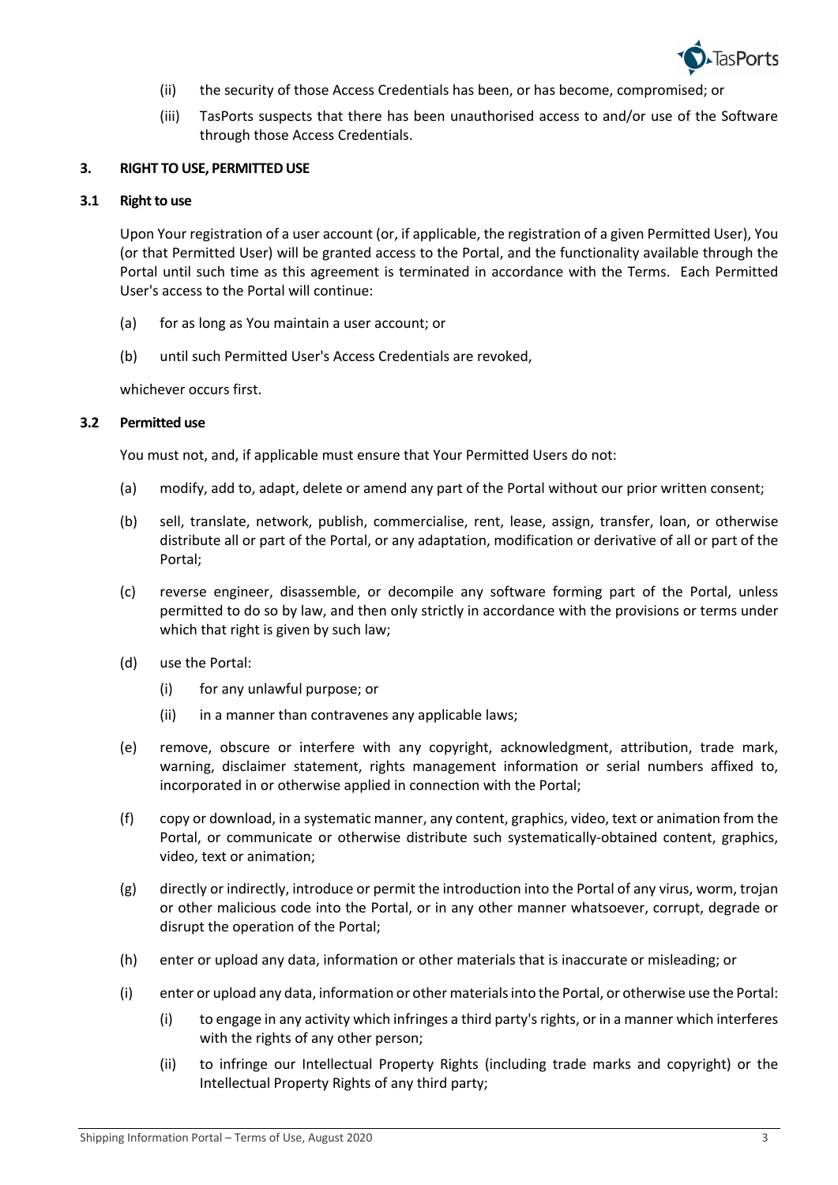(ii) the security of those Access Credentials has been, or has become, compromised; or

(iii) TasPorts suspects that there has been unauthorised access to and/or use of the Software through those Access Credentials.

## 3. RIGHT TO USE, PERMITTED USE

### 3.1 Right to use

Upon Your registration of a user account (or, if applicable, the registration of a given Permitted User), You (or that Permitted User) will be granted access to the Portal, and the functionality available through the Portal until such time as this agreement is terminated in accordance with the Terms. Each Permitted User's access to the Portal will continue:

(a) for as long as You maintain a user account; or

(b) until such Permitted User's Access Credentials are revoked,

whichever occurs first.

### 3.2 Permitted use

You must not, and, if applicable must ensure that Your Permitted Users do not:

(a) modify, add to, adapt, delete or amend any part of the Portal without our prior written consent;

(b) sell, translate, network, publish, commercialise, rent, lease, assign, transfer, loan, or otherwise distribute all or part of the Portal, or any adaptation, modification or derivative of all or part of the Portal;

(c) reverse engineer, disassemble, or decompile any software forming part of the Portal, unless permitted to do so by law, and then only strictly in accordance with the provisions or terms under which that right is given by such law;

(d) use the Portal:

  (i) for any unlawful purpose; or

  (ii) in a manner than contravenes any applicable laws;

(e) remove, obscure or interfere with any copyright, acknowledgment, attribution, trade mark, warning, disclaimer statement, rights management information or serial numbers affixed to, incorporated in or otherwise applied in connection with the Portal;

(f) copy or download, in a systematic manner, any content, graphics, video, text or animation from the Portal, or communicate or otherwise distribute such systematically-obtained content, graphics, video, text or animation;

(g) directly or indirectly, introduce or permit the introduction into the Portal of any virus, worm, trojan or other malicious code into the Portal, or in any other manner whatsoever, corrupt, degrade or disrupt the operation of the Portal;

(h) enter or upload any data, information or other materials that is inaccurate or misleading; or

(i) enter or upload any data, information or other materials into the Portal, or otherwise use the Portal:

  (i) to engage in any activity which infringes a third party's rights, or in a manner which interferes with the rights of any other person;

  (ii) to infringe our Intellectual Property Rights (including trade marks and copyright) or the Intellectual Property Rights of any third party;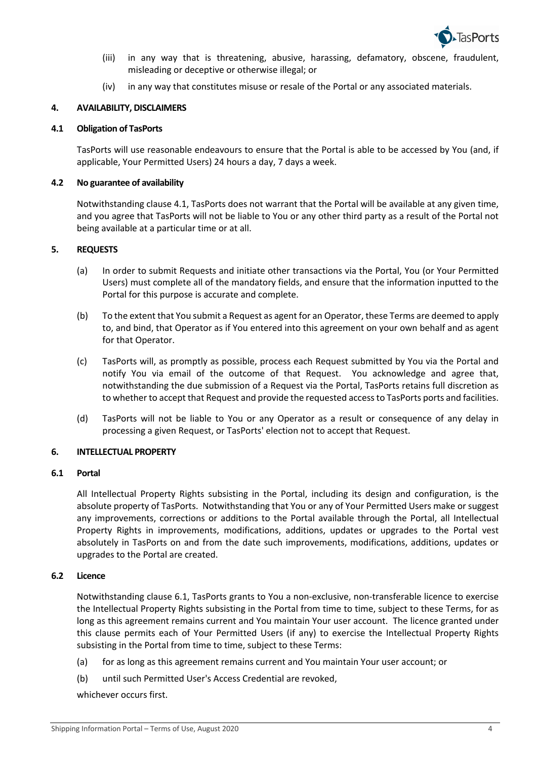(iii) in any way that is threatening, abusive, harassing, defamatory, obscene, fraudulent, misleading or deceptive or otherwise illegal; or

(iv) in any way that constitutes misuse or resale of the Portal or any associated materials.

## 4. AVAILABILITY, DISCLAIMERS

### 4.1 Obligation of TasPorts

TasPorts will use reasonable endeavours to ensure that the Portal is able to be accessed by You (and, if applicable, Your Permitted Users) 24 hours a day, 7 days a week.

### 4.2 No guarantee of availability

Notwithstanding clause 4.1, TasPorts does not warrant that the Portal will be available at any given time, and you agree that TasPorts will not be liable to You or any other third party as a result of the Portal not being available at a particular time or at all.

## 5. REQUESTS

(a) In order to submit Requests and initiate other transactions via the Portal, You (or Your Permitted Users) must complete all of the mandatory fields, and ensure that the information inputted to the Portal for this purpose is accurate and complete.

(b) To the extent that You submit a Request as agent for an Operator, these Terms are deemed to apply to, and bind, that Operator as if You entered into this agreement on your own behalf and as agent for that Operator.

(c) TasPorts will, as promptly as possible, process each Request submitted by You via the Portal and notify You via email of the outcome of that Request. You acknowledge and agree that, notwithstanding the due submission of a Request via the Portal, TasPorts retains full discretion as to whether to accept that Request and provide the requested access to TasPorts ports and facilities.

(d) TasPorts will not be liable to You or any Operator as a result or consequence of any delay in processing a given Request, or TasPorts' election not to accept that Request.

## 6. INTELLECTUAL PROPERTY

### 6.1 Portal

All Intellectual Property Rights subsisting in the Portal, including its design and configuration, is the absolute property of TasPorts. Notwithstanding that You or any of Your Permitted Users make or suggest any improvements, corrections or additions to the Portal available through the Portal, all Intellectual Property Rights in improvements, modifications, additions, updates or upgrades to the Portal vest absolutely in TasPorts on and from the date such improvements, modifications, additions, updates or upgrades to the Portal are created.

### 6.2 Licence

Notwithstanding clause 6.1, TasPorts grants to You a non-exclusive, non-transferable licence to exercise the Intellectual Property Rights subsisting in the Portal from time to time, subject to these Terms, for as long as this agreement remains current and You maintain Your user account. The licence granted under this clause permits each of Your Permitted Users (if any) to exercise the Intellectual Property Rights subsisting in the Portal from time to time, subject to these Terms:

(a) for as long as this agreement remains current and You maintain Your user account; or

(b) until such Permitted User's Access Credential are revoked,

whichever occurs first.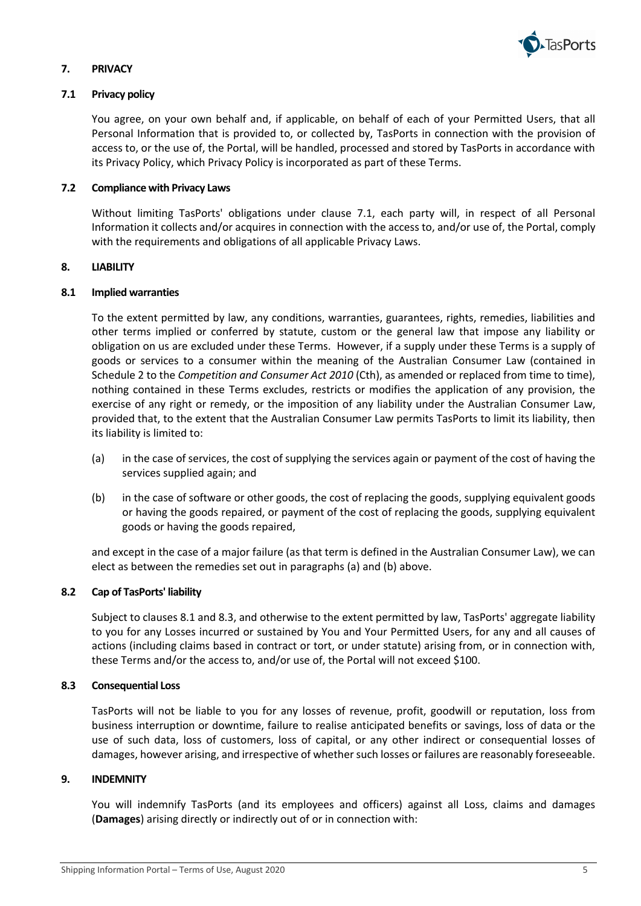## 7. PRIVACY

### 7.1 Privacy policy

You agree, on your own behalf and, if applicable, on behalf of each of your Permitted Users, that all Personal Information that is provided to, or collected by, TasPorts in connection with the provision of access to, or the use of, the Portal, will be handled, processed and stored by TasPorts in accordance with its Privacy Policy, which Privacy Policy is incorporated as part of these Terms.

### 7.2 Compliance with Privacy Laws

Without limiting TasPorts' obligations under clause 7.1, each party will, in respect of all Personal Information it collects and/or acquires in connection with the access to, and/or use of, the Portal, comply with the requirements and obligations of all applicable Privacy Laws.

## 8. LIABILITY

### 8.1 Implied warranties

To the extent permitted by law, any conditions, warranties, guarantees, rights, remedies, liabilities and other terms implied or conferred by statute, custom or the general law that impose any liability or obligation on us are excluded under these Terms. However, if a supply under these Terms is a supply of goods or services to a consumer within the meaning of the Australian Consumer Law (contained in Schedule 2 to the *Competition and Consumer Act 2010* (Cth), as amended or replaced from time to time), nothing contained in these Terms excludes, restricts or modifies the application of any provision, the exercise of any right or remedy, or the imposition of any liability under the Australian Consumer Law, provided that, to the extent that the Australian Consumer Law permits TasPorts to limit its liability, then its liability is limited to:

(a) in the case of services, the cost of supplying the services again or payment of the cost of having the services supplied again; and

(b) in the case of software or other goods, the cost of replacing the goods, supplying equivalent goods or having the goods repaired, or payment of the cost of replacing the goods, supplying equivalent goods or having the goods repaired,

and except in the case of a major failure (as that term is defined in the Australian Consumer Law), we can elect as between the remedies set out in paragraphs (a) and (b) above.

### 8.2 Cap of TasPorts' liability

Subject to clauses 8.1 and 8.3, and otherwise to the extent permitted by law, TasPorts' aggregate liability to you for any Losses incurred or sustained by You and Your Permitted Users, for any and all causes of actions (including claims based in contract or tort, or under statute) arising from, or in connection with, these Terms and/or the access to, and/or use of, the Portal will not exceed $100.

### 8.3 Consequential Loss

TasPorts will not be liable to you for any losses of revenue, profit, goodwill or reputation, loss from business interruption or downtime, failure to realise anticipated benefits or savings, loss of data or the use of such data, loss of customers, loss of capital, or any other indirect or consequential losses of damages, however arising, and irrespective of whether such losses or failures are reasonably foreseeable.

## 9. INDEMNITY

You will indemnify TasPorts (and its employees and officers) against all Loss, claims and damages (**Damages**) arising directly or indirectly out of or in connection with: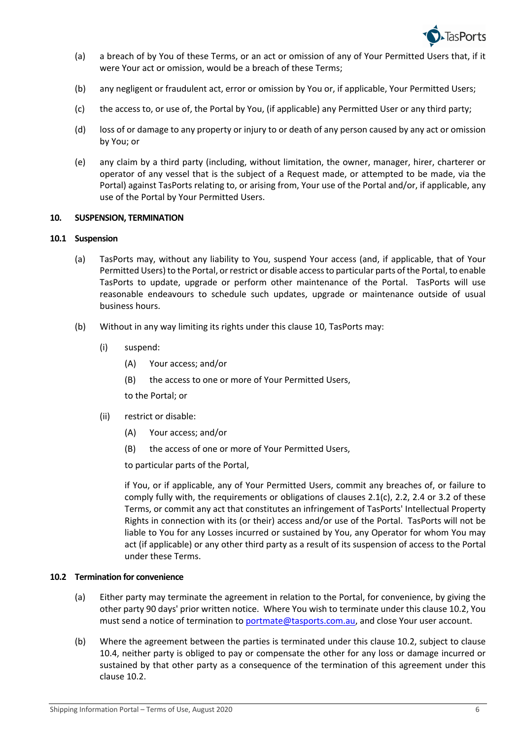(a) a breach of by You of these Terms, or an act or omission of any of Your Permitted Users that, if it were Your act or omission, would be a breach of these Terms;

(b) any negligent or fraudulent act, error or omission by You or, if applicable, Your Permitted Users;

(c) the access to, or use of, the Portal by You, (if applicable) any Permitted User or any third party;

(d) loss of or damage to any property or injury to or death of any person caused by any act or omission by You; or

(e) any claim by a third party (including, without limitation, the owner, manager, hirer, charterer or operator of any vessel that is the subject of a Request made, or attempted to be made, via the Portal) against TasPorts relating to, or arising from, Your use of the Portal and/or, if applicable, any use of the Portal by Your Permitted Users.

## 10. SUSPENSION, TERMINATION

### 10.1 Suspension

(a) TasPorts may, without any liability to You, suspend Your access (and, if applicable, that of Your Permitted Users) to the Portal, or restrict or disable access to particular parts of the Portal, to enable TasPorts to update, upgrade or perform other maintenance of the Portal. TasPorts will use reasonable endeavours to schedule such updates, upgrade or maintenance outside of usual business hours.

(b) Without in any way limiting its rights under this clause 10, TasPorts may:

   (i) suspend:

      (A) Your access; and/or

      (B) the access to one or more of Your Permitted Users,

   to the Portal; or

   (ii) restrict or disable:

      (A) Your access; and/or

      (B) the access of one or more of Your Permitted Users,

   to particular parts of the Portal,

   if You, or if applicable, any of Your Permitted Users, commit any breaches of, or failure to comply fully with, the requirements or obligations of clauses 2.1(c), 2.2, 2.4 or 3.2 of these Terms, or commit any act that constitutes an infringement of TasPorts' Intellectual Property Rights in connection with its (or their) access and/or use of the Portal. TasPorts will not be liable to You for any Losses incurred or sustained by You, any Operator for whom You may act (if applicable) or any other third party as a result of its suspension of access to the Portal under these Terms.

### 10.2 Termination for convenience

(a) Either party may terminate the agreement in relation to the Portal, for convenience, by giving the other party 90 days' prior written notice. Where You wish to terminate under this clause 10.2, You must send a notice of termination to portmate@tasports.com.au, and close Your user account.

(b) Where the agreement between the parties is terminated under this clause 10.2, subject to clause 10.4, neither party is obliged to pay or compensate the other for any loss or damage incurred or sustained by that other party as a consequence of the termination of this agreement under this clause 10.2.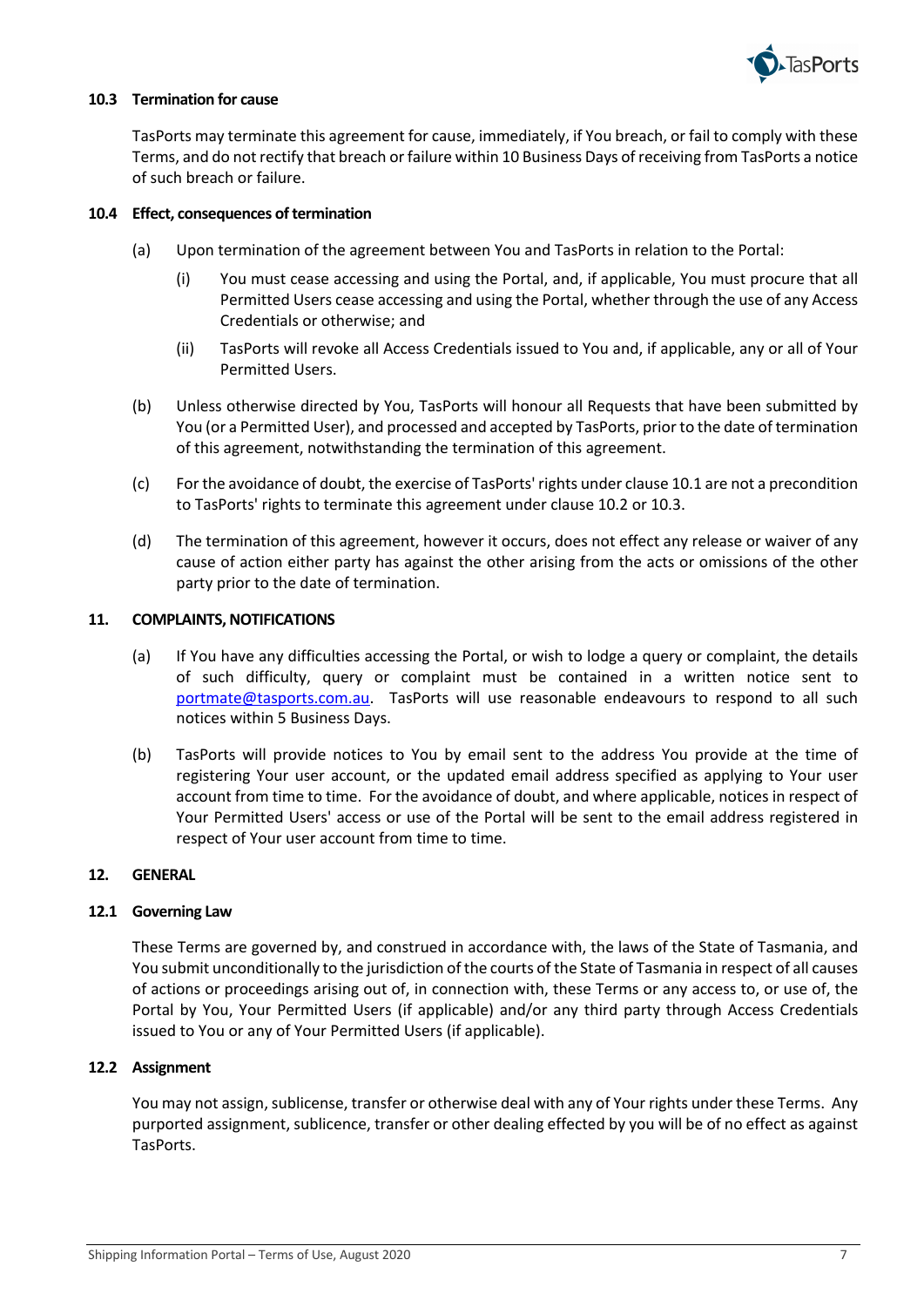### 10.3 Termination for cause

TasPorts may terminate this agreement for cause, immediately, if You breach, or fail to comply with these Terms, and do not rectify that breach or failure within 10 Business Days of receiving from TasPorts a notice of such breach or failure.

### 10.4 Effect, consequences of termination

(a) Upon termination of the agreement between You and TasPorts in relation to the Portal:

   (i) You must cease accessing and using the Portal, and, if applicable, You must procure that all Permitted Users cease accessing and using the Portal, whether through the use of any Access Credentials or otherwise; and

   (ii) TasPorts will revoke all Access Credentials issued to You and, if applicable, any or all of Your Permitted Users.

(b) Unless otherwise directed by You, TasPorts will honour all Requests that have been submitted by You (or a Permitted User), and processed and accepted by TasPorts, prior to the date of termination of this agreement, notwithstanding the termination of this agreement.

(c) For the avoidance of doubt, the exercise of TasPorts' rights under clause 10.1 are not a precondition to TasPorts' rights to terminate this agreement under clause 10.2 or 10.3.

(d) The termination of this agreement, however it occurs, does not effect any release or waiver of any cause of action either party has against the other arising from the acts or omissions of the other party prior to the date of termination.

## 11. COMPLAINTS, NOTIFICATIONS

(a) If You have any difficulties accessing the Portal, or wish to lodge a query or complaint, the details of such difficulty, query or complaint must be contained in a written notice sent to portmate@tasports.com.au. TasPorts will use reasonable endeavours to respond to all such notices within 5 Business Days.

(b) TasPorts will provide notices to You by email sent to the address You provide at the time of registering Your user account, or the updated email address specified as applying to Your user account from time to time. For the avoidance of doubt, and where applicable, notices in respect of Your Permitted Users' access or use of the Portal will be sent to the email address registered in respect of Your user account from time to time.

## 12. GENERAL

### 12.1 Governing Law

These Terms are governed by, and construed in accordance with, the laws of the State of Tasmania, and You submit unconditionally to the jurisdiction of the courts of the State of Tasmania in respect of all causes of actions or proceedings arising out of, in connection with, these Terms or any access to, or use of, the Portal by You, Your Permitted Users (if applicable) and/or any third party through Access Credentials issued to You or any of Your Permitted Users (if applicable).

### 12.2 Assignment

You may not assign, sublicense, transfer or otherwise deal with any of Your rights under these Terms. Any purported assignment, sublicence, transfer or other dealing effected by you will be of no effect as against TasPorts.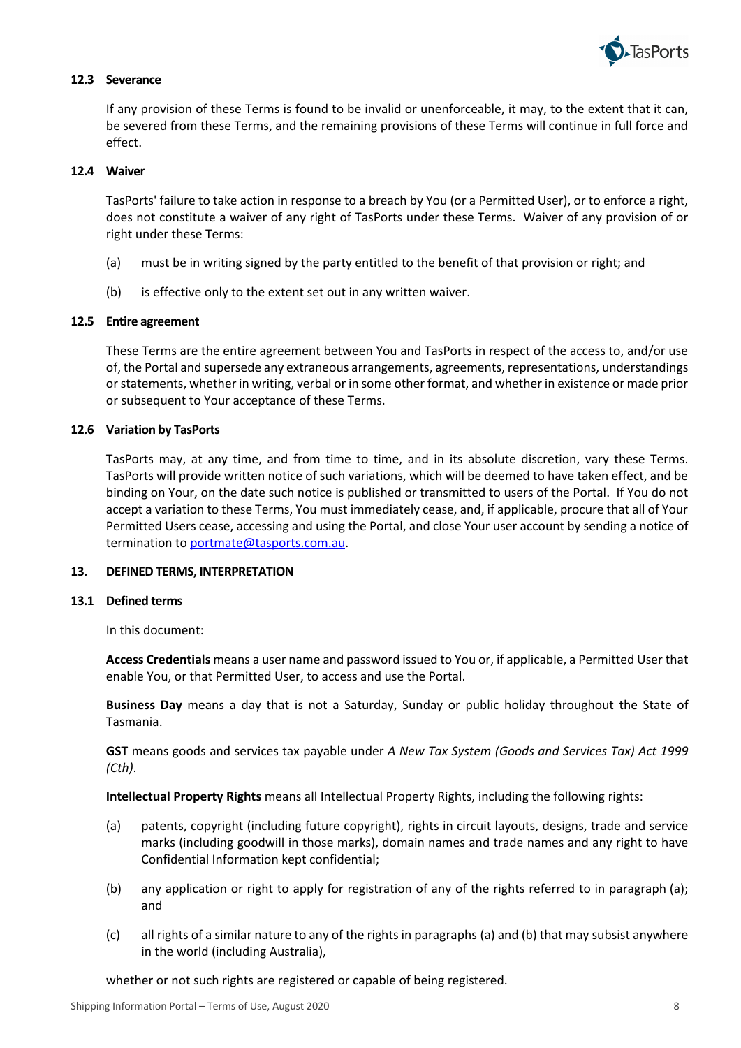### 12.3 Severance

If any provision of these Terms is found to be invalid or unenforceable, it may, to the extent that it can, be severed from these Terms, and the remaining provisions of these Terms will continue in full force and effect.

### 12.4 Waiver

TasPorts' failure to take action in response to a breach by You (or a Permitted User), or to enforce a right, does not constitute a waiver of any right of TasPorts under these Terms. Waiver of any provision of or right under these Terms:

(a) must be in writing signed by the party entitled to the benefit of that provision or right; and

(b) is effective only to the extent set out in any written waiver.

### 12.5 Entire agreement

These Terms are the entire agreement between You and TasPorts in respect of the access to, and/or use of, the Portal and supersede any extraneous arrangements, agreements, representations, understandings or statements, whether in writing, verbal or in some other format, and whether in existence or made prior or subsequent to Your acceptance of these Terms.

### 12.6 Variation by TasPorts

TasPorts may, at any time, and from time to time, and in its absolute discretion, vary these Terms. TasPorts will provide written notice of such variations, which will be deemed to have taken effect, and be binding on Your, on the date such notice is published or transmitted to users of the Portal. If You do not accept a variation to these Terms, You must immediately cease, and, if applicable, procure that all of Your Permitted Users cease, accessing and using the Portal, and close Your user account by sending a notice of termination to portmate@tasports.com.au.

## 13. DEFINED TERMS, INTERPRETATION

### 13.1 Defined terms

In this document:

**Access Credentials** means a user name and password issued to You or, if applicable, a Permitted User that enable You, or that Permitted User, to access and use the Portal.

**Business Day** means a day that is not a Saturday, Sunday or public holiday throughout the State of Tasmania.

**GST** means goods and services tax payable under *A New Tax System (Goods and Services Tax) Act 1999 (Cth).*

**Intellectual Property Rights** means all Intellectual Property Rights, including the following rights:

(a) patents, copyright (including future copyright), rights in circuit layouts, designs, trade and service marks (including goodwill in those marks), domain names and trade names and any right to have Confidential Information kept confidential;

(b) any application or right to apply for registration of any of the rights referred to in paragraph (a); and

(c) all rights of a similar nature to any of the rights in paragraphs (a) and (b) that may subsist anywhere in the world (including Australia),

whether or not such rights are registered or capable of being registered.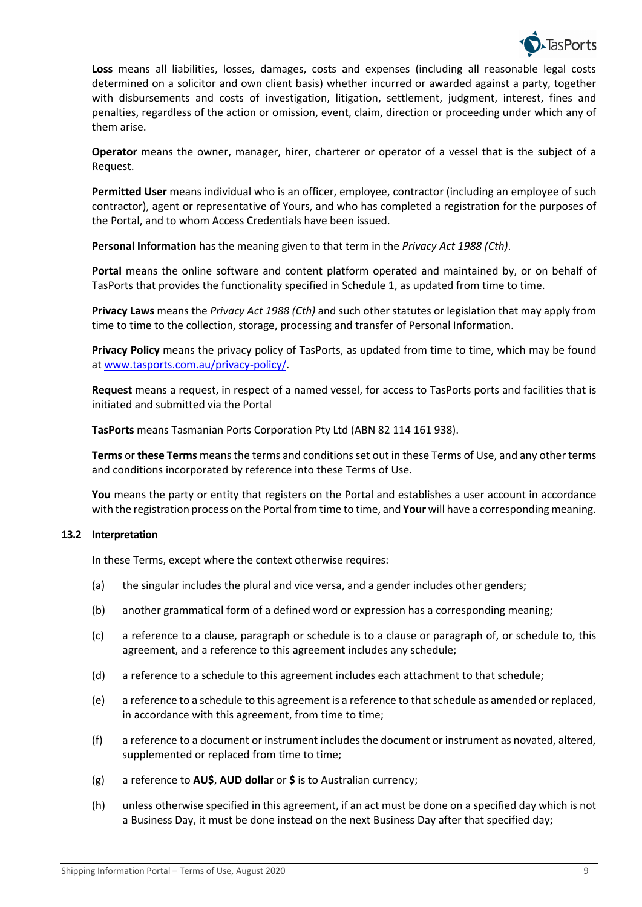**Loss** means all liabilities, losses, damages, costs and expenses (including all reasonable legal costs determined on a solicitor and own client basis) whether incurred or awarded against a party, together with disbursements and costs of investigation, litigation, settlement, judgment, interest, fines and penalties, regardless of the action or omission, event, claim, direction or proceeding under which any of them arise.

**Operator** means the owner, manager, hirer, charterer or operator of a vessel that is the subject of a Request.

**Permitted User** means individual who is an officer, employee, contractor (including an employee of such contractor), agent or representative of Yours, and who has completed a registration for the purposes of the Portal, and to whom Access Credentials have been issued.

**Personal Information** has the meaning given to that term in the *Privacy Act 1988 (Cth)*.

**Portal** means the online software and content platform operated and maintained by, or on behalf of TasPorts that provides the functionality specified in Schedule 1, as updated from time to time.

**Privacy Laws** means the *Privacy Act 1988 (Cth)* and such other statutes or legislation that may apply from time to time to the collection, storage, processing and transfer of Personal Information.

**Privacy Policy** means the privacy policy of TasPorts, as updated from time to time, which may be found at [www.tasports.com.au/privacy-policy/](www.tasports.com.au/privacy-policy/).

**Request** means a request, in respect of a named vessel, for access to TasPorts ports and facilities that is initiated and submitted via the Portal

**TasPorts** means Tasmanian Ports Corporation Pty Ltd (ABN 82 114 161 938).

**Terms** or **these Terms** means the terms and conditions set out in these Terms of Use, and any other terms and conditions incorporated by reference into these Terms of Use.

**You** means the party or entity that registers on the Portal and establishes a user account in accordance with the registration process on the Portal from time to time, and **Your** will have a corresponding meaning.

### 13.2 Interpretation

In these Terms, except where the context otherwise requires:

(a) the singular includes the plural and vice versa, and a gender includes other genders;

(b) another grammatical form of a defined word or expression has a corresponding meaning;

(c) a reference to a clause, paragraph or schedule is to a clause or paragraph of, or schedule to, this agreement, and a reference to this agreement includes any schedule;

(d) a reference to a schedule to this agreement includes each attachment to that schedule;

(e) a reference to a schedule to this agreement is a reference to that schedule as amended or replaced, in accordance with this agreement, from time to time;

(f) a reference to a document or instrument includes the document or instrument as novated, altered, supplemented or replaced from time to time;

(g) a reference to **AU$**, **AUD dollar** or **$** is to Australian currency;

(h) unless otherwise specified in this agreement, if an act must be done on a specified day which is not a Business Day, it must be done instead on the next Business Day after that specified day;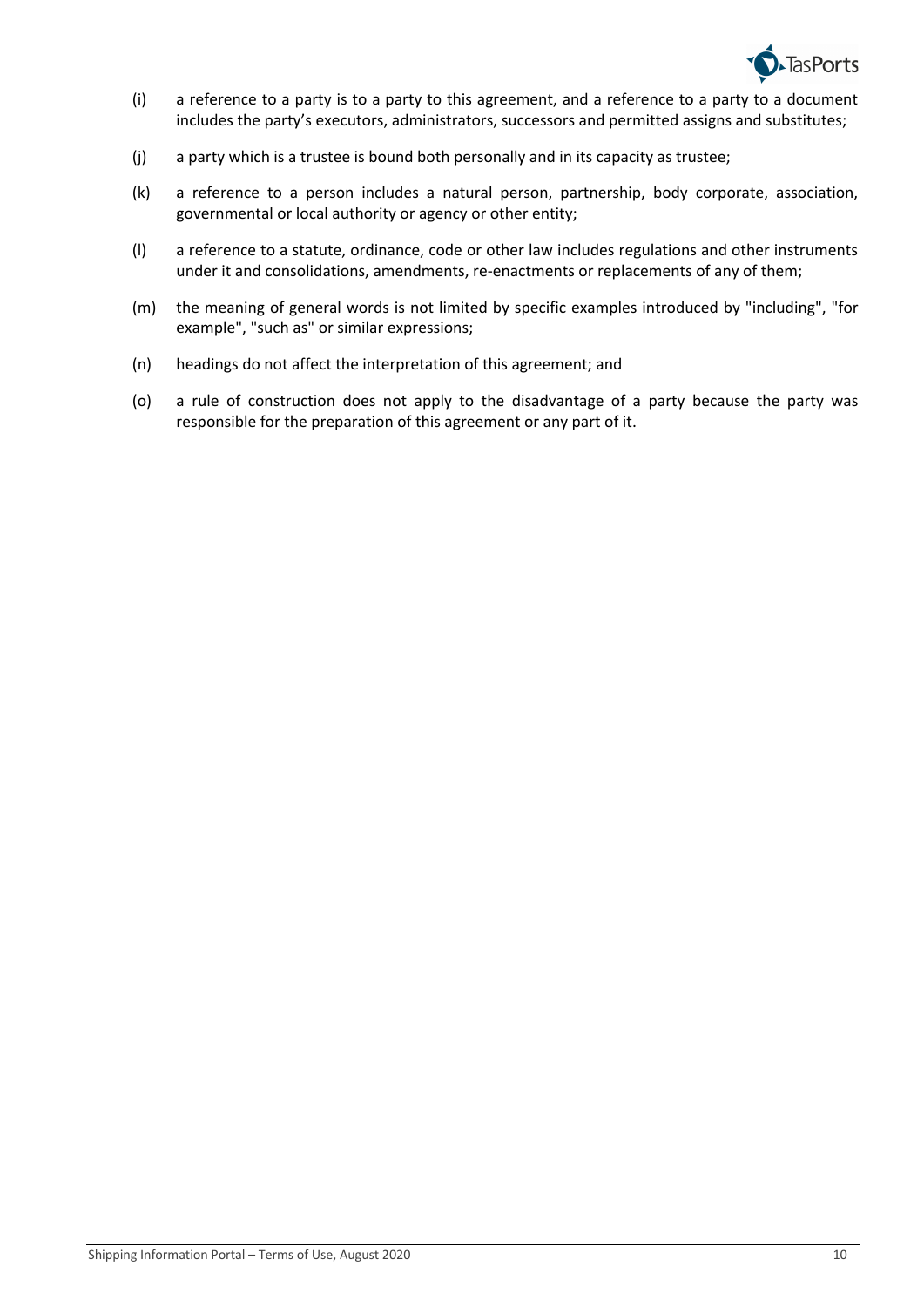(i) a reference to a party is to a party to this agreement, and a reference to a party to a document includes the party's executors, administrators, successors and permitted assigns and substitutes;

(j) a party which is a trustee is bound both personally and in its capacity as trustee;

(k) a reference to a person includes a natural person, partnership, body corporate, association, governmental or local authority or agency or other entity;

(l) a reference to a statute, ordinance, code or other law includes regulations and other instruments under it and consolidations, amendments, re-enactments or replacements of any of them;

(m) the meaning of general words is not limited by specific examples introduced by "including", "for example", "such as" or similar expressions;

(n) headings do not affect the interpretation of this agreement; and

(o) a rule of construction does not apply to the disadvantage of a party because the party was responsible for the preparation of this agreement or any part of it.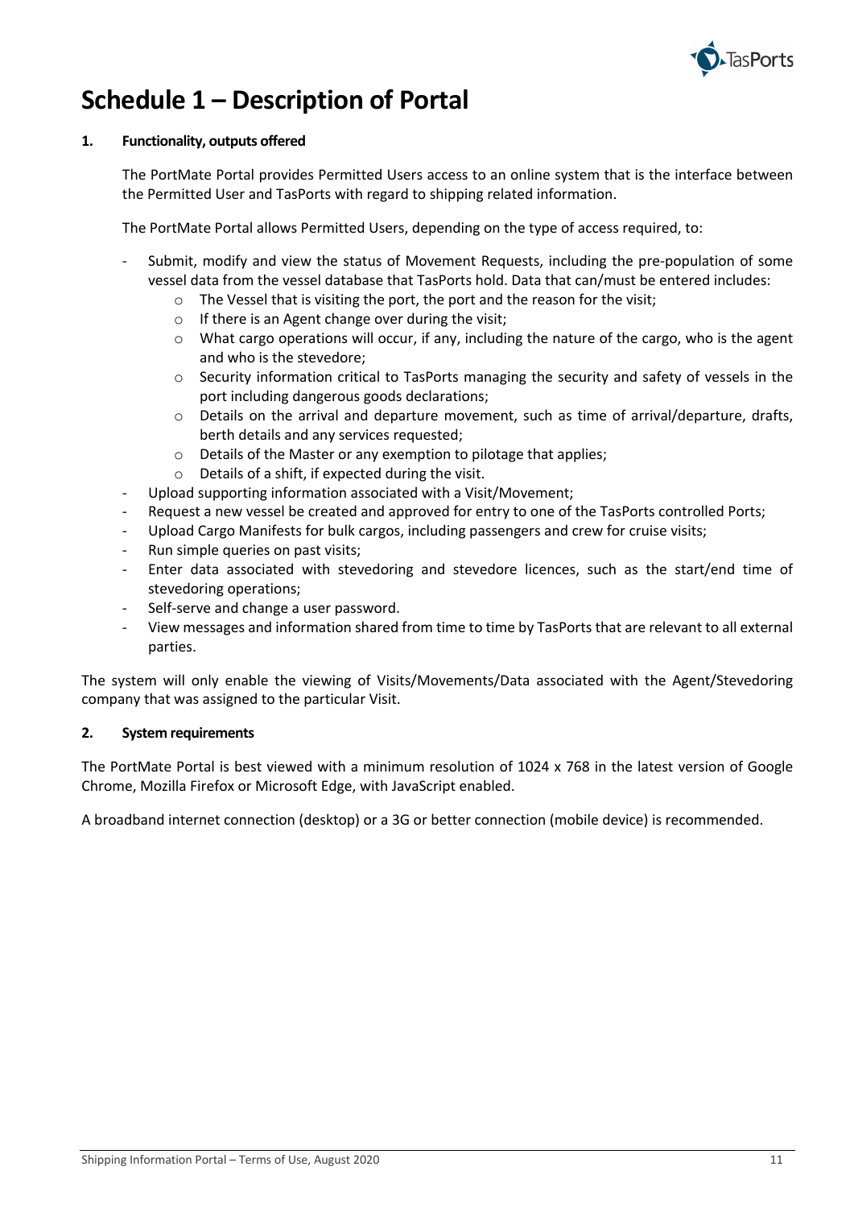# Schedule 1 – Description of Portal

## 1. Functionality, outputs offered

The PortMate Portal provides Permitted Users access to an online system that is the interface between the Permitted User and TasPorts with regard to shipping related information.

The PortMate Portal allows Permitted Users, depending on the type of access required, to:

- Submit, modify and view the status of Movement Requests, including the pre-population of some vessel data from the vessel database that TasPorts hold. Data that can/must be entered includes:
  - The Vessel that is visiting the port, the port and the reason for the visit;
  - If there is an Agent change over during the visit;
  - What cargo operations will occur, if any, including the nature of the cargo, who is the agent and who is the stevedore;
  - Security information critical to TasPorts managing the security and safety of vessels in the port including dangerous goods declarations;
  - Details on the arrival and departure movement, such as time of arrival/departure, drafts, berth details and any services requested;
  - Details of the Master or any exemption to pilotage that applies;
  - Details of a shift, if expected during the visit.
- Upload supporting information associated with a Visit/Movement;
- Request a new vessel be created and approved for entry to one of the TasPorts controlled Ports;
- Upload Cargo Manifests for bulk cargos, including passengers and crew for cruise visits;
- Run simple queries on past visits;
- Enter data associated with stevedoring and stevedore licences, such as the start/end time of stevedoring operations;
- Self-serve and change a user password.
- View messages and information shared from time to time by TasPorts that are relevant to all external parties.

The system will only enable the viewing of Visits/Movements/Data associated with the Agent/Stevedoring company that was assigned to the particular Visit.

## 2. System requirements

The PortMate Portal is best viewed with a minimum resolution of 1024 x 768 in the latest version of Google Chrome, Mozilla Firefox or Microsoft Edge, with JavaScript enabled.

A broadband internet connection (desktop) or a 3G or better connection (mobile device) is recommended.